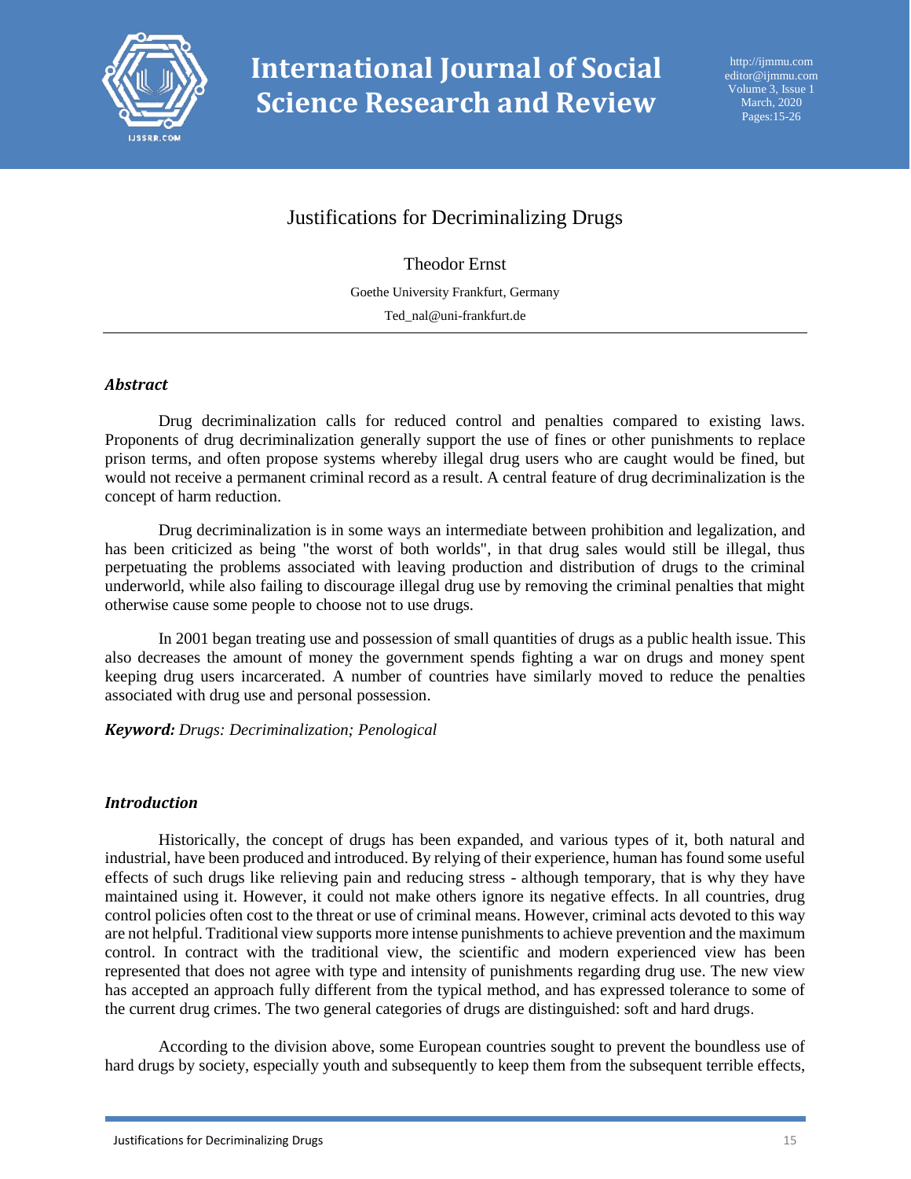# Justifications for Decriminalizing Drugs

Theodor Ernst

Goethe University Frankfurt, Germany

Ted_nal@uni-frankfurt.de

---

### *Abstract*

Drug decriminalization calls for reduced control and penalties compared to existing laws. Proponents of drug decriminalization generally support the use of fines or other punishments to replace prison terms, and often propose systems whereby illegal drug users who are caught would be fined, but would not receive a permanent criminal record as a result. A central feature of drug decriminalization is the concept of harm reduction.

Drug decriminalization is in some ways an intermediate between prohibition and legalization, and has been criticized as being "the worst of both worlds", in that drug sales would still be illegal, thus perpetuating the problems associated with leaving production and distribution of drugs to the criminal underworld, while also failing to discourage illegal drug use by removing the criminal penalties that might otherwise cause some people to choose not to use drugs.

In 2001 began treating use and possession of small quantities of drugs as a public health issue. This also decreases the amount of money the government spends fighting a war on drugs and money spent keeping drug users incarcerated. A number of countries have similarly moved to reduce the penalties associated with drug use and personal possession.

***Keyword:*** *Drugs: Decriminalization; Penological*

### *Introduction*

Historically, the concept of drugs has been expanded, and various types of it, both natural and industrial, have been produced and introduced. By relying of their experience, human has found some useful effects of such drugs like relieving pain and reducing stress - although temporary, that is why they have maintained using it. However, it could not make others ignore its negative effects. In all countries, drug control policies often cost to the threat or use of criminal means. However, criminal acts devoted to this way are not helpful. Traditional view supports more intense punishments to achieve prevention and the maximum control. In contract with the traditional view, the scientific and modern experienced view has been represented that does not agree with type and intensity of punishments regarding drug use. The new view has accepted an approach fully different from the typical method, and has expressed tolerance to some of the current drug crimes. The two general categories of drugs are distinguished: soft and hard drugs.

According to the division above, some European countries sought to prevent the boundless use of hard drugs by society, especially youth and subsequently to keep them from the subsequent terrible effects,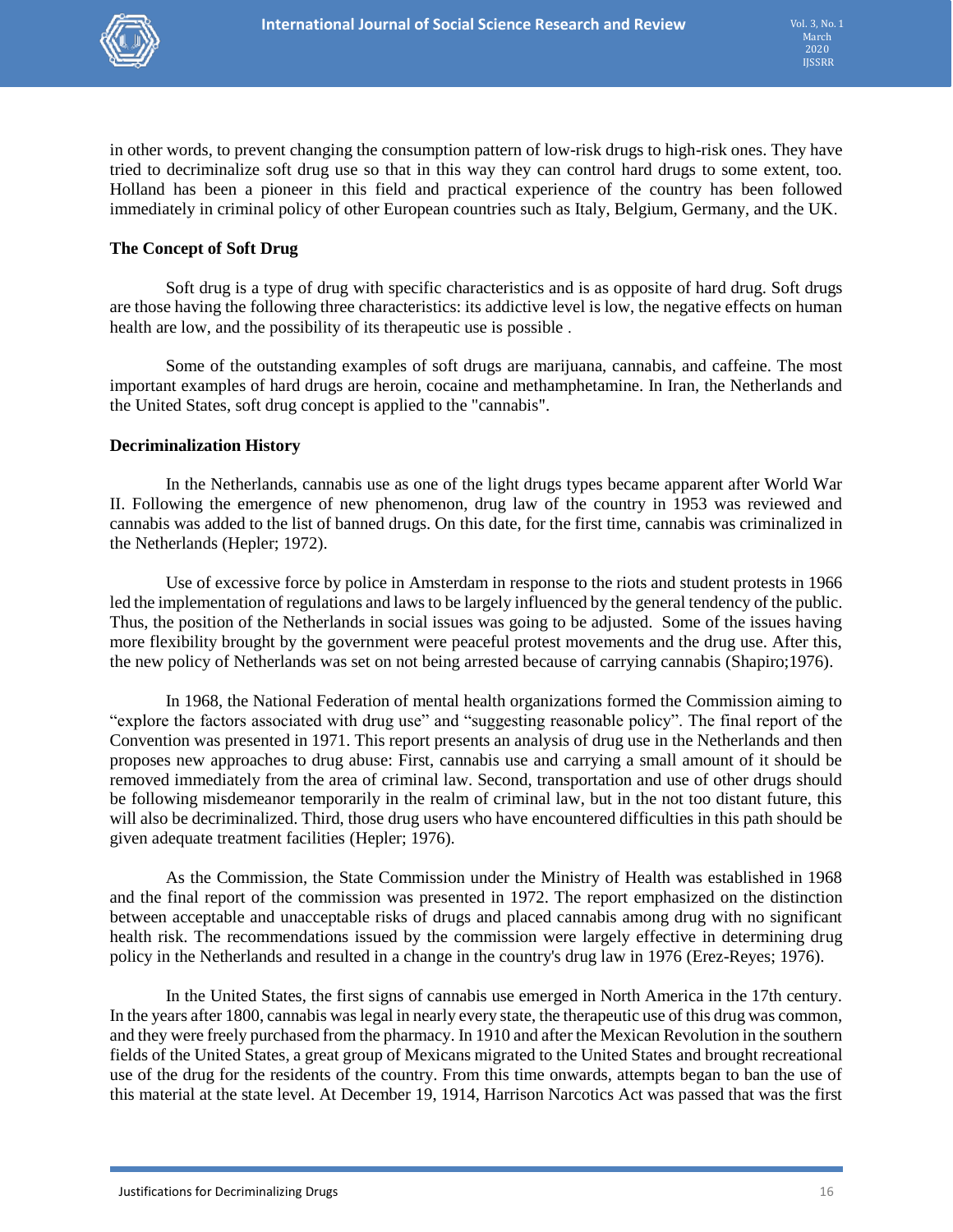in other words, to prevent changing the consumption pattern of low-risk drugs to high-risk ones. They have tried to decriminalize soft drug use so that in this way they can control hard drugs to some extent, too. Holland has been a pioneer in this field and practical experience of the country has been followed immediately in criminal policy of other European countries such as Italy, Belgium, Germany, and the UK.

**The Concept of Soft Drug**

Soft drug is a type of drug with specific characteristics and is as opposite of hard drug. Soft drugs are those having the following three characteristics: its addictive level is low, the negative effects on human health are low, and the possibility of its therapeutic use is possible .

Some of the outstanding examples of soft drugs are marijuana, cannabis, and caffeine. The most important examples of hard drugs are heroin, cocaine and methamphetamine. In Iran, the Netherlands and the United States, soft drug concept is applied to the "cannabis".

**Decriminalization History**

In the Netherlands, cannabis use as one of the light drugs types became apparent after World War II. Following the emergence of new phenomenon, drug law of the country in 1953 was reviewed and cannabis was added to the list of banned drugs. On this date, for the first time, cannabis was criminalized in the Netherlands (Hepler; 1972).

Use of excessive force by police in Amsterdam in response to the riots and student protests in 1966 led the implementation of regulations and laws to be largely influenced by the general tendency of the public. Thus, the position of the Netherlands in social issues was going to be adjusted. Some of the issues having more flexibility brought by the government were peaceful protest movements and the drug use. After this, the new policy of Netherlands was set on not being arrested because of carrying cannabis (Shapiro;1976).

In 1968, the National Federation of mental health organizations formed the Commission aiming to "explore the factors associated with drug use" and "suggesting reasonable policy". The final report of the Convention was presented in 1971. This report presents an analysis of drug use in the Netherlands and then proposes new approaches to drug abuse: First, cannabis use and carrying a small amount of it should be removed immediately from the area of criminal law. Second, transportation and use of other drugs should be following misdemeanor temporarily in the realm of criminal law, but in the not too distant future, this will also be decriminalized. Third, those drug users who have encountered difficulties in this path should be given adequate treatment facilities (Hepler; 1976).

As the Commission, the State Commission under the Ministry of Health was established in 1968 and the final report of the commission was presented in 1972. The report emphasized on the distinction between acceptable and unacceptable risks of drugs and placed cannabis among drug with no significant health risk. The recommendations issued by the commission were largely effective in determining drug policy in the Netherlands and resulted in a change in the country's drug law in 1976 (Erez-Reyes; 1976).

In the United States, the first signs of cannabis use emerged in North America in the 17th century. In the years after 1800, cannabis was legal in nearly every state, the therapeutic use of this drug was common, and they were freely purchased from the pharmacy. In 1910 and after the Mexican Revolution in the southern fields of the United States, a great group of Mexicans migrated to the United States and brought recreational use of the drug for the residents of the country. From this time onwards, attempts began to ban the use of this material at the state level. At December 19, 1914, Harrison Narcotics Act was passed that was the first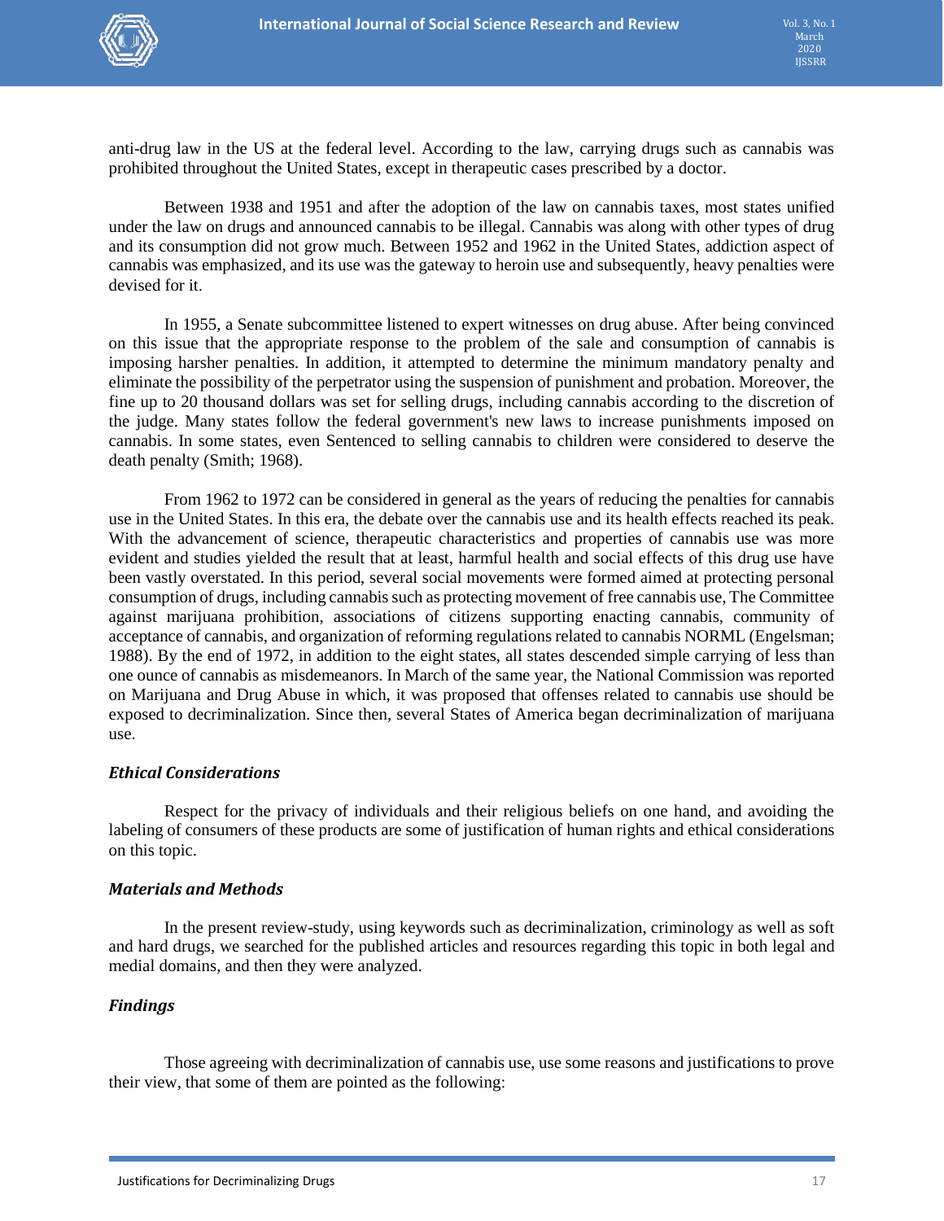anti-drug law in the US at the federal level. According to the law, carrying drugs such as cannabis was prohibited throughout the United States, except in therapeutic cases prescribed by a doctor.

Between 1938 and 1951 and after the adoption of the law on cannabis taxes, most states unified under the law on drugs and announced cannabis to be illegal. Cannabis was along with other types of drug and its consumption did not grow much. Between 1952 and 1962 in the United States, addiction aspect of cannabis was emphasized, and its use was the gateway to heroin use and subsequently, heavy penalties were devised for it.

In 1955, a Senate subcommittee listened to expert witnesses on drug abuse. After being convinced on this issue that the appropriate response to the problem of the sale and consumption of cannabis is imposing harsher penalties. In addition, it attempted to determine the minimum mandatory penalty and eliminate the possibility of the perpetrator using the suspension of punishment and probation. Moreover, the fine up to 20 thousand dollars was set for selling drugs, including cannabis according to the discretion of the judge. Many states follow the federal government's new laws to increase punishments imposed on cannabis. In some states, even Sentenced to selling cannabis to children were considered to deserve the death penalty (Smith; 1968).

From 1962 to 1972 can be considered in general as the years of reducing the penalties for cannabis use in the United States. In this era, the debate over the cannabis use and its health effects reached its peak. With the advancement of science, therapeutic characteristics and properties of cannabis use was more evident and studies yielded the result that at least, harmful health and social effects of this drug use have been vastly overstated. In this period, several social movements were formed aimed at protecting personal consumption of drugs, including cannabis such as protecting movement of free cannabis use, The Committee against marijuana prohibition, associations of citizens supporting enacting cannabis, community of acceptance of cannabis, and organization of reforming regulations related to cannabis NORML (Engelsman; 1988). By the end of 1972, in addition to the eight states, all states descended simple carrying of less than one ounce of cannabis as misdemeanors. In March of the same year, the National Commission was reported on Marijuana and Drug Abuse in which, it was proposed that offenses related to cannabis use should be exposed to decriminalization. Since then, several States of America began decriminalization of marijuana use.

### *Ethical Considerations*

Respect for the privacy of individuals and their religious beliefs on one hand, and avoiding the labeling of consumers of these products are some of justification of human rights and ethical considerations on this topic.

### *Materials and Methods*

In the present review-study, using keywords such as decriminalization, criminology as well as soft and hard drugs, we searched for the published articles and resources regarding this topic in both legal and medial domains, and then they were analyzed.

### *Findings*

Those agreeing with decriminalization of cannabis use, use some reasons and justifications to prove their view, that some of them are pointed as the following: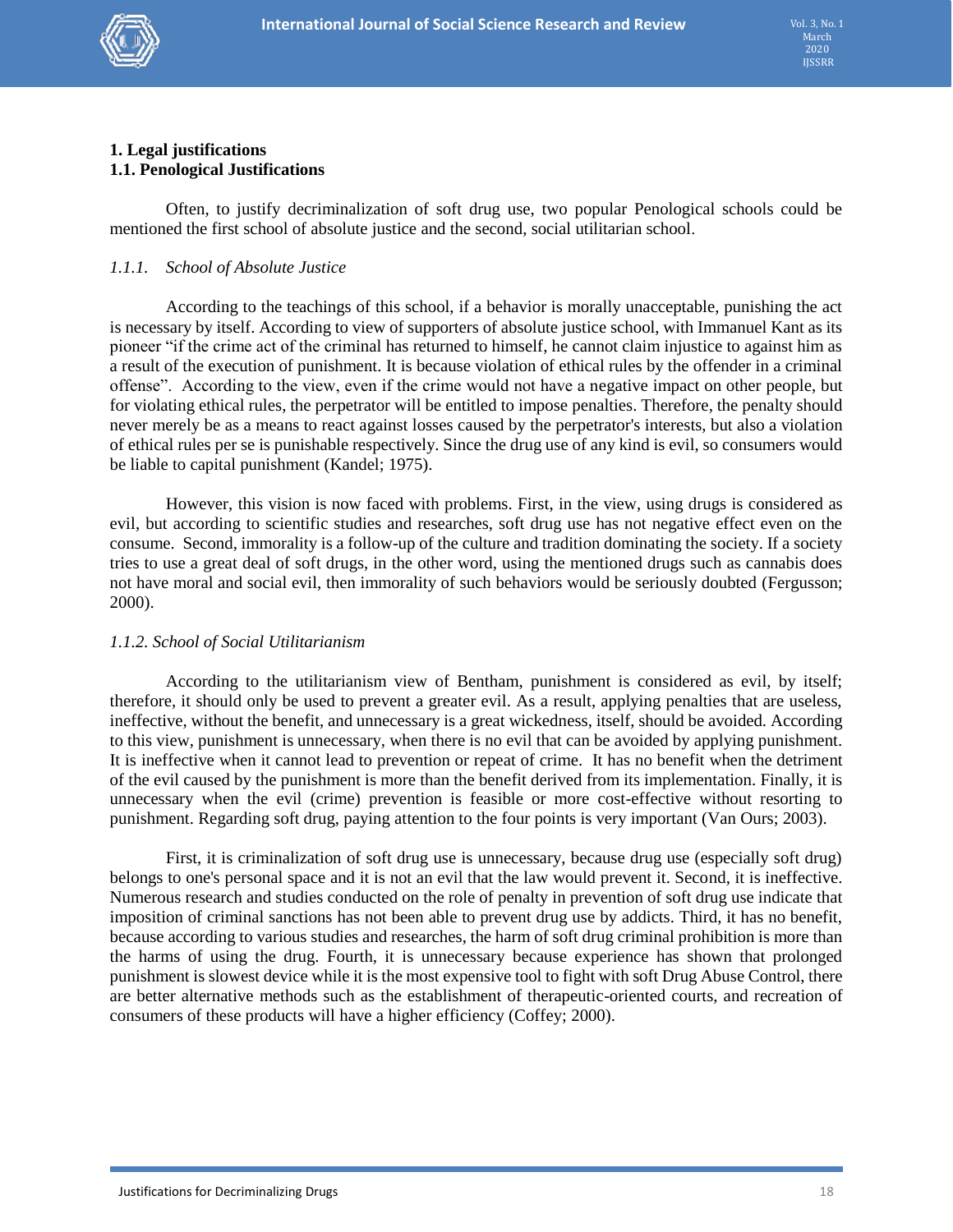## 1. Legal justifications

### 1.1. Penological Justifications

Often, to justify decriminalization of soft drug use, two popular Penological schools could be mentioned the first school of absolute justice and the second, social utilitarian school.

#### *1.1.1. School of Absolute Justice*

According to the teachings of this school, if a behavior is morally unacceptable, punishing the act is necessary by itself. According to view of supporters of absolute justice school, with Immanuel Kant as its pioneer "if the crime act of the criminal has returned to himself, he cannot claim injustice to against him as a result of the execution of punishment. It is because violation of ethical rules by the offender in a criminal offense". According to the view, even if the crime would not have a negative impact on other people, but for violating ethical rules, the perpetrator will be entitled to impose penalties. Therefore, the penalty should never merely be as a means to react against losses caused by the perpetrator's interests, but also a violation of ethical rules per se is punishable respectively. Since the drug use of any kind is evil, so consumers would be liable to capital punishment (Kandel; 1975).

However, this vision is now faced with problems. First, in the view, using drugs is considered as evil, but according to scientific studies and researches, soft drug use has not negative effect even on the consume. Second, immorality is a follow-up of the culture and tradition dominating the society. If a society tries to use a great deal of soft drugs, in the other word, using the mentioned drugs such as cannabis does not have moral and social evil, then immorality of such behaviors would be seriously doubted (Fergusson; 2000).

#### *1.1.2. School of Social Utilitarianism*

According to the utilitarianism view of Bentham, punishment is considered as evil, by itself; therefore, it should only be used to prevent a greater evil. As a result, applying penalties that are useless, ineffective, without the benefit, and unnecessary is a great wickedness, itself, should be avoided. According to this view, punishment is unnecessary, when there is no evil that can be avoided by applying punishment. It is ineffective when it cannot lead to prevention or repeat of crime. It has no benefit when the detriment of the evil caused by the punishment is more than the benefit derived from its implementation. Finally, it is unnecessary when the evil (crime) prevention is feasible or more cost-effective without resorting to punishment. Regarding soft drug, paying attention to the four points is very important (Van Ours; 2003).

First, it is criminalization of soft drug use is unnecessary, because drug use (especially soft drug) belongs to one's personal space and it is not an evil that the law would prevent it. Second, it is ineffective. Numerous research and studies conducted on the role of penalty in prevention of soft drug use indicate that imposition of criminal sanctions has not been able to prevent drug use by addicts. Third, it has no benefit, because according to various studies and researches, the harm of soft drug criminal prohibition is more than the harms of using the drug. Fourth, it is unnecessary because experience has shown that prolonged punishment is slowest device while it is the most expensive tool to fight with soft Drug Abuse Control, there are better alternative methods such as the establishment of therapeutic-oriented courts, and recreation of consumers of these products will have a higher efficiency (Coffey; 2000).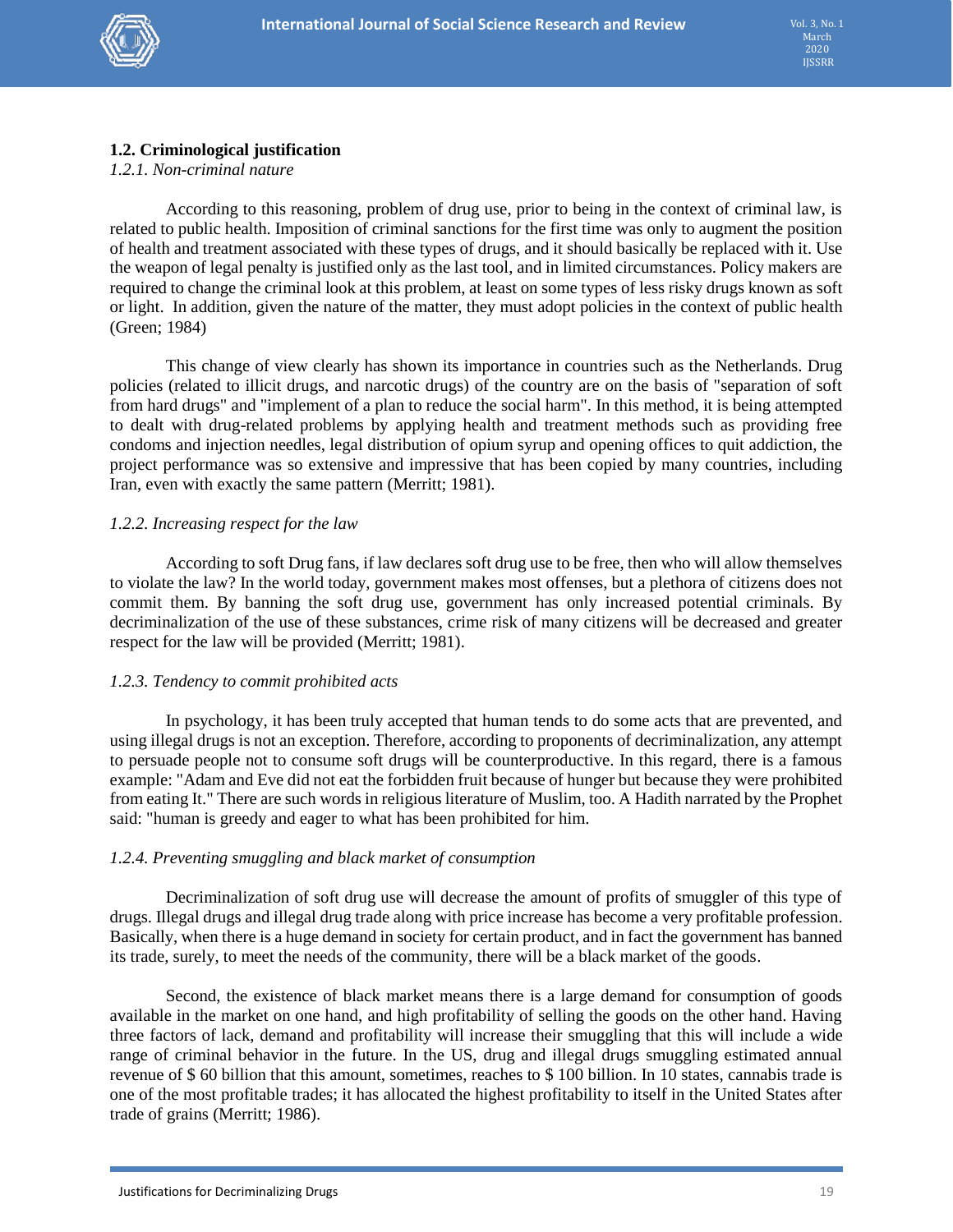## 1.2. Criminological justification

*1.2.1. Non-criminal nature*

According to this reasoning, problem of drug use, prior to being in the context of criminal law, is related to public health. Imposition of criminal sanctions for the first time was only to augment the position of health and treatment associated with these types of drugs, and it should basically be replaced with it. Use the weapon of legal penalty is justified only as the last tool, and in limited circumstances. Policy makers are required to change the criminal look at this problem, at least on some types of less risky drugs known as soft or light. In addition, given the nature of the matter, they must adopt policies in the context of public health (Green; 1984)

This change of view clearly has shown its importance in countries such as the Netherlands. Drug policies (related to illicit drugs, and narcotic drugs) of the country are on the basis of "separation of soft from hard drugs" and "implement of a plan to reduce the social harm". In this method, it is being attempted to dealt with drug-related problems by applying health and treatment methods such as providing free condoms and injection needles, legal distribution of opium syrup and opening offices to quit addiction, the project performance was so extensive and impressive that has been copied by many countries, including Iran, even with exactly the same pattern (Merritt; 1981).

*1.2.2. Increasing respect for the law*

According to soft Drug fans, if law declares soft drug use to be free, then who will allow themselves to violate the law? In the world today, government makes most offenses, but a plethora of citizens does not commit them. By banning the soft drug use, government has only increased potential criminals. By decriminalization of the use of these substances, crime risk of many citizens will be decreased and greater respect for the law will be provided (Merritt; 1981).

*1.2.3. Tendency to commit prohibited acts*

In psychology, it has been truly accepted that human tends to do some acts that are prevented, and using illegal drugs is not an exception. Therefore, according to proponents of decriminalization, any attempt to persuade people not to consume soft drugs will be counterproductive. In this regard, there is a famous example: "Adam and Eve did not eat the forbidden fruit because of hunger but because they were prohibited from eating It." There are such words in religious literature of Muslim, too. A Hadith narrated by the Prophet said: "human is greedy and eager to what has been prohibited for him.

*1.2.4. Preventing smuggling and black market of consumption*

Decriminalization of soft drug use will decrease the amount of profits of smuggler of this type of drugs. Illegal drugs and illegal drug trade along with price increase has become a very profitable profession. Basically, when there is a huge demand in society for certain product, and in fact the government has banned its trade, surely, to meet the needs of the community, there will be a black market of the goods.

Second, the existence of black market means there is a large demand for consumption of goods available in the market on one hand, and high profitability of selling the goods on the other hand. Having three factors of lack, demand and profitability will increase their smuggling that this will include a wide range of criminal behavior in the future. In the US, drug and illegal drugs smuggling estimated annual revenue of $ 60 billion that this amount, sometimes, reaches to $ 100 billion. In 10 states, cannabis trade is one of the most profitable trades; it has allocated the highest profitability to itself in the United States after trade of grains (Merritt; 1986).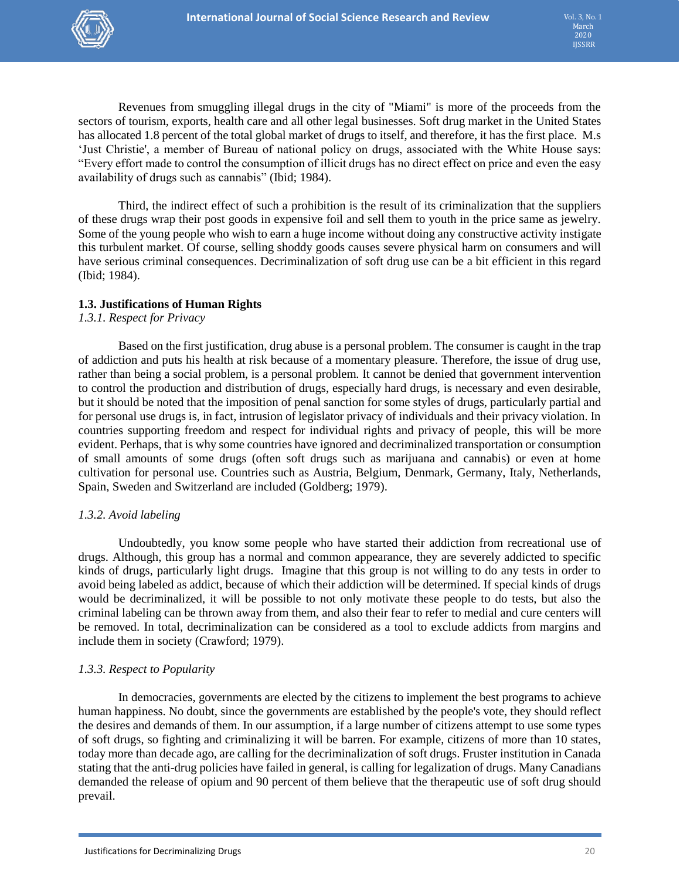Revenues from smuggling illegal drugs in the city of "Miami" is more of the proceeds from the sectors of tourism, exports, health care and all other legal businesses. Soft drug market in the United States has allocated 1.8 percent of the total global market of drugs to itself, and therefore, it has the first place. M.s 'Just Christie', a member of Bureau of national policy on drugs, associated with the White House says: "Every effort made to control the consumption of illicit drugs has no direct effect on price and even the easy availability of drugs such as cannabis" (Ibid; 1984).

Third, the indirect effect of such a prohibition is the result of its criminalization that the suppliers of these drugs wrap their post goods in expensive foil and sell them to youth in the price same as jewelry. Some of the young people who wish to earn a huge income without doing any constructive activity instigate this turbulent market. Of course, selling shoddy goods causes severe physical harm on consumers and will have serious criminal consequences. Decriminalization of soft drug use can be a bit efficient in this regard (Ibid; 1984).

### 1.3. Justifications of Human Rights

*1.3.1. Respect for Privacy*

Based on the first justification, drug abuse is a personal problem. The consumer is caught in the trap of addiction and puts his health at risk because of a momentary pleasure. Therefore, the issue of drug use, rather than being a social problem, is a personal problem. It cannot be denied that government intervention to control the production and distribution of drugs, especially hard drugs, is necessary and even desirable, but it should be noted that the imposition of penal sanction for some styles of drugs, particularly partial and for personal use drugs is, in fact, intrusion of legislator privacy of individuals and their privacy violation. In countries supporting freedom and respect for individual rights and privacy of people, this will be more evident. Perhaps, that is why some countries have ignored and decriminalized transportation or consumption of small amounts of some drugs (often soft drugs such as marijuana and cannabis) or even at home cultivation for personal use. Countries such as Austria, Belgium, Denmark, Germany, Italy, Netherlands, Spain, Sweden and Switzerland are included (Goldberg; 1979).

*1.3.2. Avoid labeling*

Undoubtedly, you know some people who have started their addiction from recreational use of drugs. Although, this group has a normal and common appearance, they are severely addicted to specific kinds of drugs, particularly light drugs. Imagine that this group is not willing to do any tests in order to avoid being labeled as addict, because of which their addiction will be determined. If special kinds of drugs would be decriminalized, it will be possible to not only motivate these people to do tests, but also the criminal labeling can be thrown away from them, and also their fear to refer to medial and cure centers will be removed. In total, decriminalization can be considered as a tool to exclude addicts from margins and include them in society (Crawford; 1979).

*1.3.3. Respect to Popularity*

In democracies, governments are elected by the citizens to implement the best programs to achieve human happiness. No doubt, since the governments are established by the people's vote, they should reflect the desires and demands of them. In our assumption, if a large number of citizens attempt to use some types of soft drugs, so fighting and criminalizing it will be barren. For example, citizens of more than 10 states, today more than decade ago, are calling for the decriminalization of soft drugs. Fruster institution in Canada stating that the anti-drug policies have failed in general, is calling for legalization of drugs. Many Canadians demanded the release of opium and 90 percent of them believe that the therapeutic use of soft drug should prevail.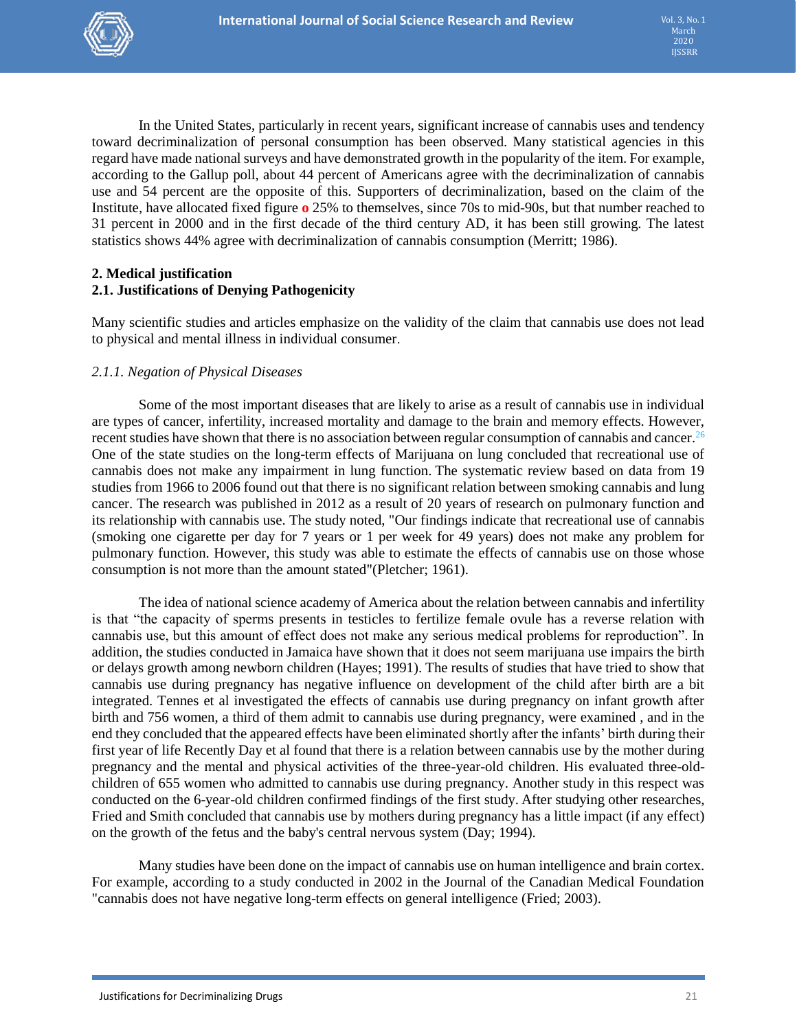In the United States, particularly in recent years, significant increase of cannabis uses and tendency toward decriminalization of personal consumption has been observed. Many statistical agencies in this regard have made national surveys and have demonstrated growth in the popularity of the item. For example, according to the Gallup poll, about 44 percent of Americans agree with the decriminalization of cannabis use and 54 percent are the opposite of this. Supporters of decriminalization, based on the claim of the Institute, have allocated fixed figure **o** 25% to themselves, since 70s to mid-90s, but that number reached to 31 percent in 2000 and in the first decade of the third century AD, it has been still growing. The latest statistics shows 44% agree with decriminalization of cannabis consumption (Merritt; 1986).

## 2. Medical justification

### 2.1. Justifications of Denying Pathogenicity

Many scientific studies and articles emphasize on the validity of the claim that cannabis use does not lead to physical and mental illness in individual consumer.

#### *2.1.1. Negation of Physical Diseases*

Some of the most important diseases that are likely to arise as a result of cannabis use in individual are types of cancer, infertility, increased mortality and damage to the brain and memory effects. However, recent studies have shown that there is no association between regular consumption of cannabis and cancer.[26] One of the state studies on the long-term effects of Marijuana on lung concluded that recreational use of cannabis does not make any impairment in lung function. The systematic review based on data from 19 studies from 1966 to 2006 found out that there is no significant relation between smoking cannabis and lung cancer. The research was published in 2012 as a result of 20 years of research on pulmonary function and its relationship with cannabis use. The study noted, "Our findings indicate that recreational use of cannabis (smoking one cigarette per day for 7 years or 1 per week for 49 years) does not make any problem for pulmonary function. However, this study was able to estimate the effects of cannabis use on those whose consumption is not more than the amount stated"(Pletcher; 1961).

The idea of national science academy of America about the relation between cannabis and infertility is that "the capacity of sperms presents in testicles to fertilize female ovule has a reverse relation with cannabis use, but this amount of effect does not make any serious medical problems for reproduction". In addition, the studies conducted in Jamaica have shown that it does not seem marijuana use impairs the birth or delays growth among newborn children (Hayes; 1991). The results of studies that have tried to show that cannabis use during pregnancy has negative influence on development of the child after birth are a bit integrated. Tennes et al investigated the effects of cannabis use during pregnancy on infant growth after birth and 756 women, a third of them admit to cannabis use during pregnancy, were examined , and in the end they concluded that the appeared effects have been eliminated shortly after the infants' birth during their first year of life Recently Day et al found that there is a relation between cannabis use by the mother during pregnancy and the mental and physical activities of the three-year-old children. His evaluated three-old-children of 655 women who admitted to cannabis use during pregnancy. Another study in this respect was conducted on the 6-year-old children confirmed findings of the first study. After studying other researches, Fried and Smith concluded that cannabis use by mothers during pregnancy has a little impact (if any effect) on the growth of the fetus and the baby's central nervous system (Day; 1994).

Many studies have been done on the impact of cannabis use on human intelligence and brain cortex. For example, according to a study conducted in 2002 in the Journal of the Canadian Medical Foundation "cannabis does not have negative long-term effects on general intelligence (Fried; 2003).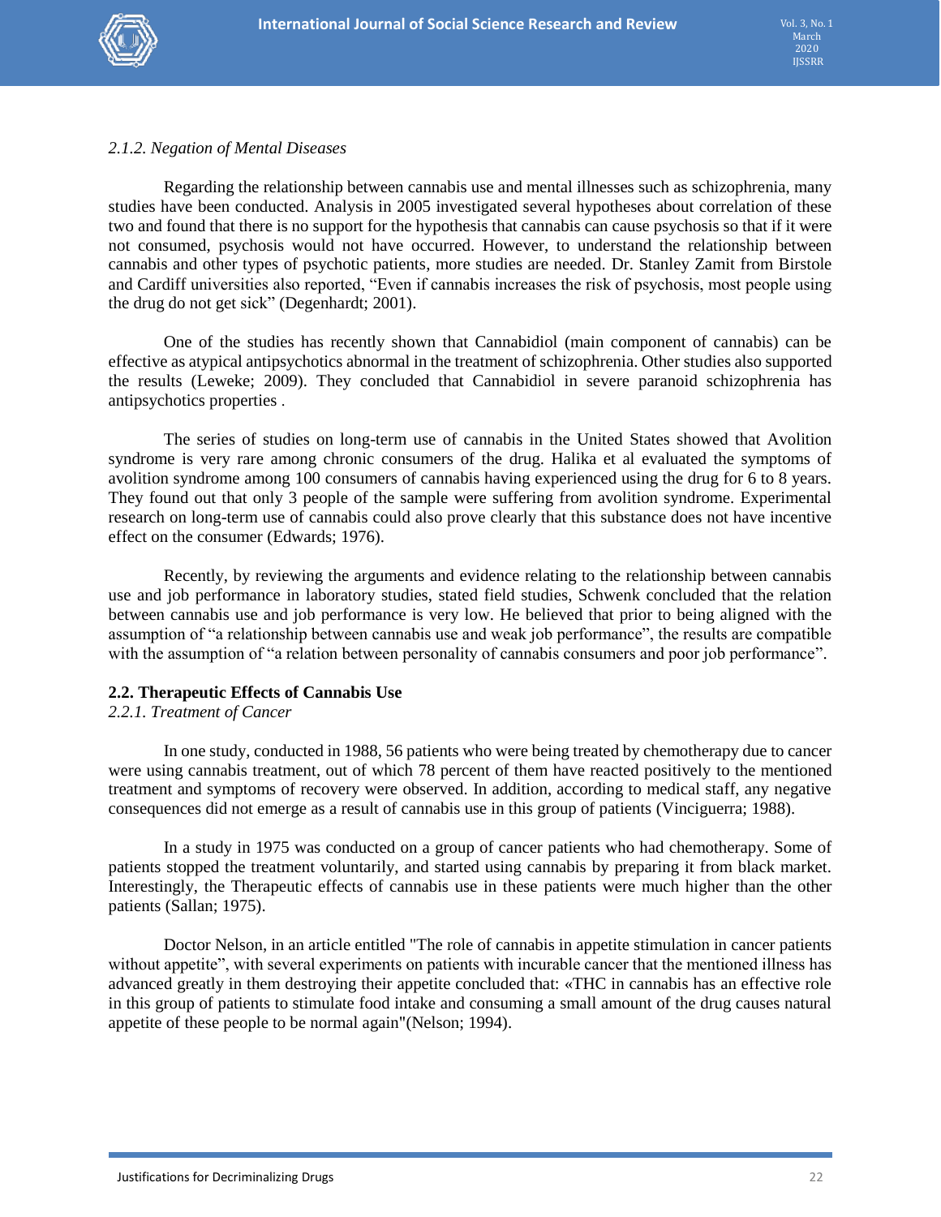*2.1.2. Negation of Mental Diseases*

Regarding the relationship between cannabis use and mental illnesses such as schizophrenia, many studies have been conducted. Analysis in 2005 investigated several hypotheses about correlation of these two and found that there is no support for the hypothesis that cannabis can cause psychosis so that if it were not consumed, psychosis would not have occurred. However, to understand the relationship between cannabis and other types of psychotic patients, more studies are needed. Dr. Stanley Zamit from Birstole and Cardiff universities also reported, "Even if cannabis increases the risk of psychosis, most people using the drug do not get sick" (Degenhardt; 2001).

One of the studies has recently shown that Cannabidiol (main component of cannabis) can be effective as atypical antipsychotics abnormal in the treatment of schizophrenia. Other studies also supported the results (Leweke; 2009). They concluded that Cannabidiol in severe paranoid schizophrenia has antipsychotics properties .

The series of studies on long-term use of cannabis in the United States showed that Avolition syndrome is very rare among chronic consumers of the drug. Halika et al evaluated the symptoms of avolition syndrome among 100 consumers of cannabis having experienced using the drug for 6 to 8 years. They found out that only 3 people of the sample were suffering from avolition syndrome. Experimental research on long-term use of cannabis could also prove clearly that this substance does not have incentive effect on the consumer (Edwards; 1976).

Recently, by reviewing the arguments and evidence relating to the relationship between cannabis use and job performance in laboratory studies, stated field studies, Schwenk concluded that the relation between cannabis use and job performance is very low. He believed that prior to being aligned with the assumption of "a relationship between cannabis use and weak job performance", the results are compatible with the assumption of "a relation between personality of cannabis consumers and poor job performance".

### 2.2. Therapeutic Effects of Cannabis Use

*2.2.1. Treatment of Cancer*

In one study, conducted in 1988, 56 patients who were being treated by chemotherapy due to cancer were using cannabis treatment, out of which 78 percent of them have reacted positively to the mentioned treatment and symptoms of recovery were observed. In addition, according to medical staff, any negative consequences did not emerge as a result of cannabis use in this group of patients (Vinciguerra; 1988).

In a study in 1975 was conducted on a group of cancer patients who had chemotherapy. Some of patients stopped the treatment voluntarily, and started using cannabis by preparing it from black market. Interestingly, the Therapeutic effects of cannabis use in these patients were much higher than the other patients (Sallan; 1975).

Doctor Nelson, in an article entitled "The role of cannabis in appetite stimulation in cancer patients without appetite", with several experiments on patients with incurable cancer that the mentioned illness has advanced greatly in them destroying their appetite concluded that: «THC in cannabis has an effective role in this group of patients to stimulate food intake and consuming a small amount of the drug causes natural appetite of these people to be normal again"(Nelson; 1994).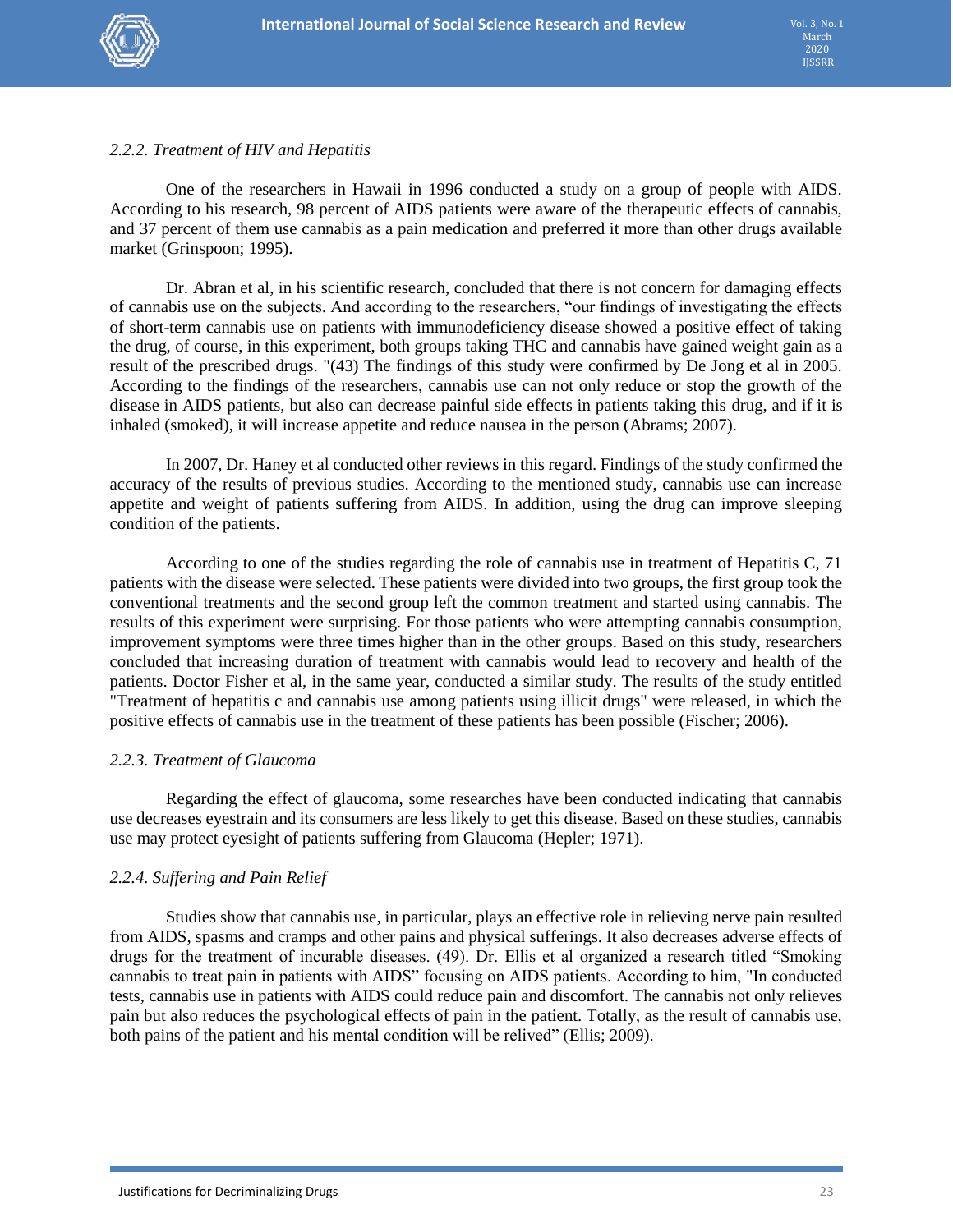### 2.2.2. Treatment of HIV and Hepatitis

One of the researchers in Hawaii in 1996 conducted a study on a group of people with AIDS. According to his research, 98 percent of AIDS patients were aware of the therapeutic effects of cannabis, and 37 percent of them use cannabis as a pain medication and preferred it more than other drugs available market (Grinspoon; 1995).

Dr. Abran et al, in his scientific research, concluded that there is not concern for damaging effects of cannabis use on the subjects. And according to the researchers, "our findings of investigating the effects of short-term cannabis use on patients with immunodeficiency disease showed a positive effect of taking the drug, of course, in this experiment, both groups taking THC and cannabis have gained weight gain as a result of the prescribed drugs. "(43) The findings of this study were confirmed by De Jong et al in 2005. According to the findings of the researchers, cannabis use can not only reduce or stop the growth of the disease in AIDS patients, but also can decrease painful side effects in patients taking this drug, and if it is inhaled (smoked), it will increase appetite and reduce nausea in the person (Abrams; 2007).

In 2007, Dr. Haney et al conducted other reviews in this regard. Findings of the study confirmed the accuracy of the results of previous studies. According to the mentioned study, cannabis use can increase appetite and weight of patients suffering from AIDS. In addition, using the drug can improve sleeping condition of the patients.

According to one of the studies regarding the role of cannabis use in treatment of Hepatitis C, 71 patients with the disease were selected. These patients were divided into two groups, the first group took the conventional treatments and the second group left the common treatment and started using cannabis. The results of this experiment were surprising. For those patients who were attempting cannabis consumption, improvement symptoms were three times higher than in the other groups. Based on this study, researchers concluded that increasing duration of treatment with cannabis would lead to recovery and health of the patients. Doctor Fisher et al, in the same year, conducted a similar study. The results of the study entitled "Treatment of hepatitis c and cannabis use among patients using illicit drugs" were released, in which the positive effects of cannabis use in the treatment of these patients has been possible (Fischer; 2006).

### 2.2.3. Treatment of Glaucoma

Regarding the effect of glaucoma, some researches have been conducted indicating that cannabis use decreases eyestrain and its consumers are less likely to get this disease. Based on these studies, cannabis use may protect eyesight of patients suffering from Glaucoma (Hepler; 1971).

### 2.2.4. Suffering and Pain Relief

Studies show that cannabis use, in particular, plays an effective role in relieving nerve pain resulted from AIDS, spasms and cramps and other pains and physical sufferings. It also decreases adverse effects of drugs for the treatment of incurable diseases. (49). Dr. Ellis et al organized a research titled "Smoking cannabis to treat pain in patients with AIDS" focusing on AIDS patients. According to him, "In conducted tests, cannabis use in patients with AIDS could reduce pain and discomfort. The cannabis not only relieves pain but also reduces the psychological effects of pain in the patient. Totally, as the result of cannabis use, both pains of the patient and his mental condition will be relived" (Ellis; 2009).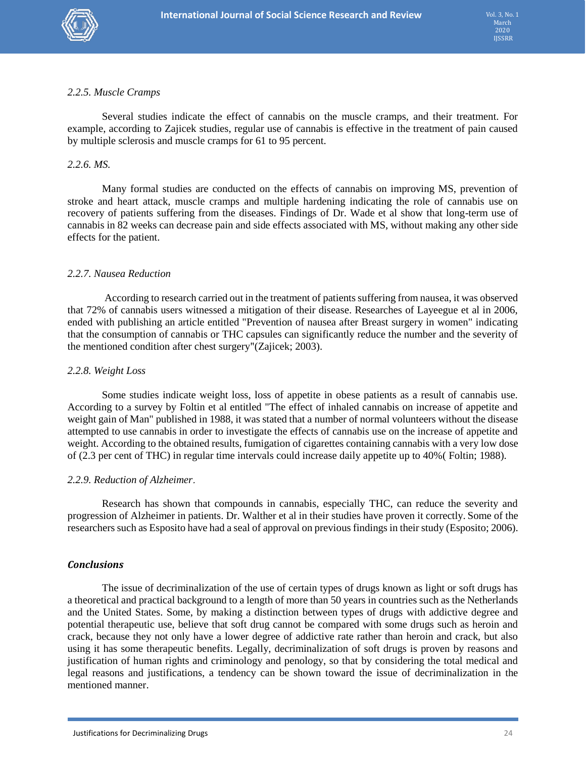*2.2.5. Muscle Cramps*

Several studies indicate the effect of cannabis on the muscle cramps, and their treatment. For example, according to Zajicek studies, regular use of cannabis is effective in the treatment of pain caused by multiple sclerosis and muscle cramps for 61 to 95 percent.

*2.2.6. MS.*

Many formal studies are conducted on the effects of cannabis on improving MS, prevention of stroke and heart attack, muscle cramps and multiple hardening indicating the role of cannabis use on recovery of patients suffering from the diseases. Findings of Dr. Wade et al show that long-term use of cannabis in 82 weeks can decrease pain and side effects associated with MS, without making any other side effects for the patient.

*2.2.7. Nausea Reduction*

According to research carried out in the treatment of patients suffering from nausea, it was observed that 72% of cannabis users witnessed a mitigation of their disease. Researches of Layeegue et al in 2006, ended with publishing an article entitled "Prevention of nausea after Breast surgery in women" indicating that the consumption of cannabis or THC capsules can significantly reduce the number and the severity of the mentioned condition after chest surgery"(Zajicek; 2003).

*2.2.8. Weight Loss*

Some studies indicate weight loss, loss of appetite in obese patients as a result of cannabis use. According to a survey by Foltin et al entitled "The effect of inhaled cannabis on increase of appetite and weight gain of Man" published in 1988, it was stated that a number of normal volunteers without the disease attempted to use cannabis in order to investigate the effects of cannabis use on the increase of appetite and weight. According to the obtained results, fumigation of cigarettes containing cannabis with a very low dose of (2.3 per cent of THC) in regular time intervals could increase daily appetite up to 40%( Foltin; 1988).

*2.2.9. Reduction of Alzheimer.*

Research has shown that compounds in cannabis, especially THC, can reduce the severity and progression of Alzheimer in patients. Dr. Walther et al in their studies have proven it correctly. Some of the researchers such as Esposito have had a seal of approval on previous findings in their study (Esposito; 2006).

## *Conclusions*

The issue of decriminalization of the use of certain types of drugs known as light or soft drugs has a theoretical and practical background to a length of more than 50 years in countries such as the Netherlands and the United States. Some, by making a distinction between types of drugs with addictive degree and potential therapeutic use, believe that soft drug cannot be compared with some drugs such as heroin and crack, because they not only have a lower degree of addictive rate rather than heroin and crack, but also using it has some therapeutic benefits. Legally, decriminalization of soft drugs is proven by reasons and justification of human rights and criminology and penology, so that by considering the total medical and legal reasons and justifications, a tendency can be shown toward the issue of decriminalization in the mentioned manner.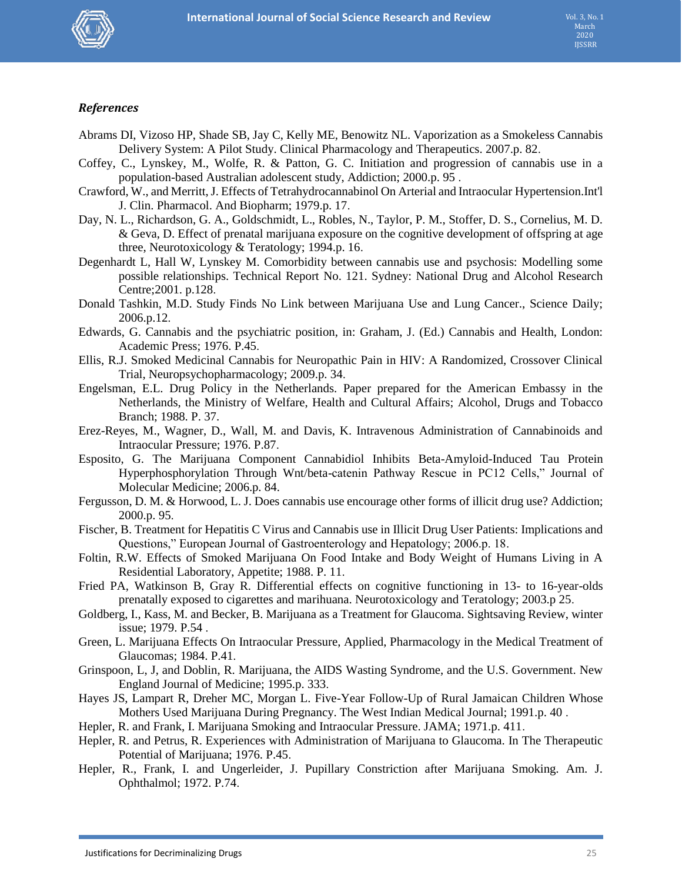### *References*

Abrams DI, Vizoso HP, Shade SB, Jay C, Kelly ME, Benowitz NL. Vaporization as a Smokeless Cannabis Delivery System: A Pilot Study. Clinical Pharmacology and Therapeutics. 2007.p. 82.

Coffey, C., Lynskey, M., Wolfe, R. & Patton, G. C. Initiation and progression of cannabis use in a population-based Australian adolescent study, Addiction; 2000.p. 95 .

Crawford, W., and Merritt, J. Effects of Tetrahydrocannabinol On Arterial and Intraocular Hypertension.Int'l J. Clin. Pharmacol. And Biopharm; 1979.p. 17.

Day, N. L., Richardson, G. A., Goldschmidt, L., Robles, N., Taylor, P. M., Stoffer, D. S., Cornelius, M. D. & Geva, D. Effect of prenatal marijuana exposure on the cognitive development of offspring at age three, Neurotoxicology & Teratology; 1994.p. 16.

Degenhardt L, Hall W, Lynskey M. Comorbidity between cannabis use and psychosis: Modelling some possible relationships. Technical Report No. 121. Sydney: National Drug and Alcohol Research Centre;2001. p.128.

Donald Tashkin, M.D. Study Finds No Link between Marijuana Use and Lung Cancer., Science Daily; 2006.p.12.

Edwards, G. Cannabis and the psychiatric position, in: Graham, J. (Ed.) Cannabis and Health, London: Academic Press; 1976. P.45.

Ellis, R.J. Smoked Medicinal Cannabis for Neuropathic Pain in HIV: A Randomized, Crossover Clinical Trial, Neuropsychopharmacology; 2009.p. 34.

Engelsman, E.L. Drug Policy in the Netherlands. Paper prepared for the American Embassy in the Netherlands, the Ministry of Welfare, Health and Cultural Affairs; Alcohol, Drugs and Tobacco Branch; 1988. P. 37.

Erez-Reyes, M., Wagner, D., Wall, M. and Davis, K. Intravenous Administration of Cannabinoids and Intraocular Pressure; 1976. P.87.

Esposito, G. The Marijuana Component Cannabidiol Inhibits Beta-Amyloid-Induced Tau Protein Hyperphosphorylation Through Wnt/beta-catenin Pathway Rescue in PC12 Cells," Journal of Molecular Medicine; 2006.p. 84.

Fergusson, D. M. & Horwood, L. J. Does cannabis use encourage other forms of illicit drug use? Addiction; 2000.p. 95.

Fischer, B. Treatment for Hepatitis C Virus and Cannabis use in Illicit Drug User Patients: Implications and Questions," European Journal of Gastroenterology and Hepatology; 2006.p. 18.

Foltin, R.W. Effects of Smoked Marijuana On Food Intake and Body Weight of Humans Living in A Residential Laboratory, Appetite; 1988. P. 11.

Fried PA, Watkinson B, Gray R. Differential effects on cognitive functioning in 13- to 16-year-olds prenatally exposed to cigarettes and marihuana. Neurotoxicology and Teratology; 2003.p 25.

Goldberg, I., Kass, M. and Becker, B. Marijuana as a Treatment for Glaucoma. Sightsaving Review, winter issue; 1979. P.54 .

Green, L. Marijuana Effects On Intraocular Pressure, Applied, Pharmacology in the Medical Treatment of Glaucomas; 1984. P.41.

Grinspoon, L, J, and Doblin, R. Marijuana, the AIDS Wasting Syndrome, and the U.S. Government. New England Journal of Medicine; 1995.p. 333.

Hayes JS, Lampart R, Dreher MC, Morgan L. Five-Year Follow-Up of Rural Jamaican Children Whose Mothers Used Marijuana During Pregnancy. The West Indian Medical Journal; 1991.p. 40 .

Hepler, R. and Frank, I. Marijuana Smoking and Intraocular Pressure. JAMA; 1971.p. 411.

Hepler, R. and Petrus, R. Experiences with Administration of Marijuana to Glaucoma. In The Therapeutic Potential of Marijuana; 1976. P.45.

Hepler, R., Frank, I. and Ungerleider, J. Pupillary Constriction after Marijuana Smoking. Am. J. Ophthalmol; 1972. P.74.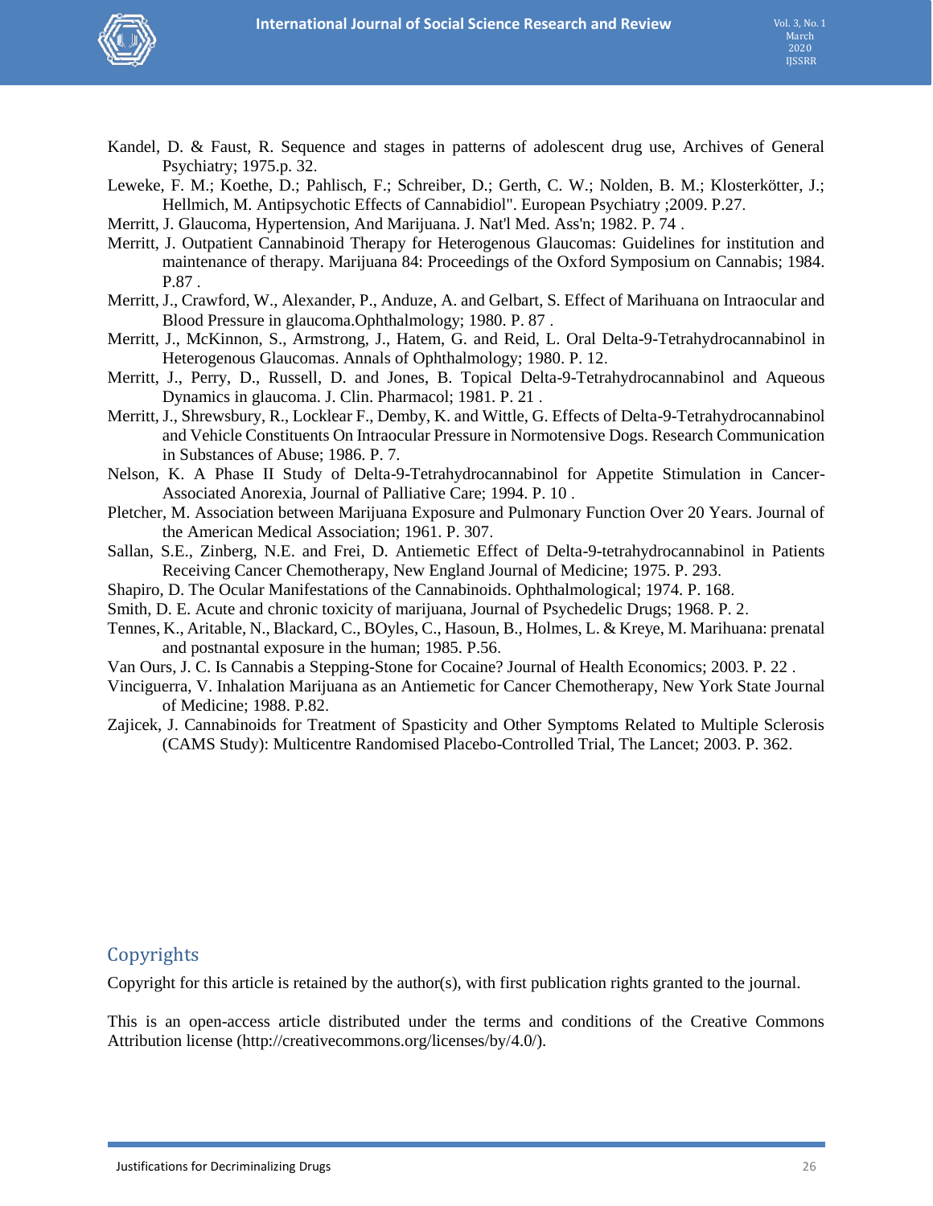Kandel, D. & Faust, R. Sequence and stages in patterns of adolescent drug use, Archives of General Psychiatry; 1975.p. 32.

Leweke, F. M.; Koethe, D.; Pahlisch, F.; Schreiber, D.; Gerth, C. W.; Nolden, B. M.; Klosterkötter, J.; Hellmich, M. Antipsychotic Effects of Cannabidiol". European Psychiatry ;2009. P.27.

Merritt, J. Glaucoma, Hypertension, And Marijuana. J. Nat'l Med. Ass'n; 1982. P. 74 .

Merritt, J. Outpatient Cannabinoid Therapy for Heterogenous Glaucomas: Guidelines for institution and maintenance of therapy. Marijuana 84: Proceedings of the Oxford Symposium on Cannabis; 1984. P.87 .

Merritt, J., Crawford, W., Alexander, P., Anduze, A. and Gelbart, S. Effect of Marihuana on Intraocular and Blood Pressure in glaucoma.Ophthalmology; 1980. P. 87 .

Merritt, J., McKinnon, S., Armstrong, J., Hatem, G. and Reid, L. Oral Delta-9-Tetrahydrocannabinol in Heterogenous Glaucomas. Annals of Ophthalmology; 1980. P. 12.

Merritt, J., Perry, D., Russell, D. and Jones, B. Topical Delta-9-Tetrahydrocannabinol and Aqueous Dynamics in glaucoma. J. Clin. Pharmacol; 1981. P. 21 .

Merritt, J., Shrewsbury, R., Locklear F., Demby, K. and Wittle, G. Effects of Delta-9-Tetrahydrocannabinol and Vehicle Constituents On Intraocular Pressure in Normotensive Dogs. Research Communication in Substances of Abuse; 1986. P. 7.

Nelson, K. A Phase II Study of Delta-9-Tetrahydrocannabinol for Appetite Stimulation in Cancer-Associated Anorexia, Journal of Palliative Care; 1994. P. 10 .

Pletcher, M. Association between Marijuana Exposure and Pulmonary Function Over 20 Years. Journal of the American Medical Association; 1961. P. 307.

Sallan, S.E., Zinberg, N.E. and Frei, D. Antiemetic Effect of Delta-9-tetrahydrocannabinol in Patients Receiving Cancer Chemotherapy, New England Journal of Medicine; 1975. P. 293.

Shapiro, D. The Ocular Manifestations of the Cannabinoids. Ophthalmological; 1974. P. 168.

Smith, D. E. Acute and chronic toxicity of marijuana, Journal of Psychedelic Drugs; 1968. P. 2.

Tennes, K., Aritable, N., Blackard, C., BOyles, C., Hasoun, B., Holmes, L. & Kreye, M. Marihuana: prenatal and postnantal exposure in the human; 1985. P.56.

Van Ours, J. C. Is Cannabis a Stepping-Stone for Cocaine? Journal of Health Economics; 2003. P. 22 .

Vinciguerra, V. Inhalation Marijuana as an Antiemetic for Cancer Chemotherapy, New York State Journal of Medicine; 1988. P.82.

Zajicek, J. Cannabinoids for Treatment of Spasticity and Other Symptoms Related to Multiple Sclerosis (CAMS Study): Multicentre Randomised Placebo-Controlled Trial, The Lancet; 2003. P. 362.

## Copyrights

Copyright for this article is retained by the author(s), with first publication rights granted to the journal.

This is an open-access article distributed under the terms and conditions of the Creative Commons Attribution license (http://creativecommons.org/licenses/by/4.0/).